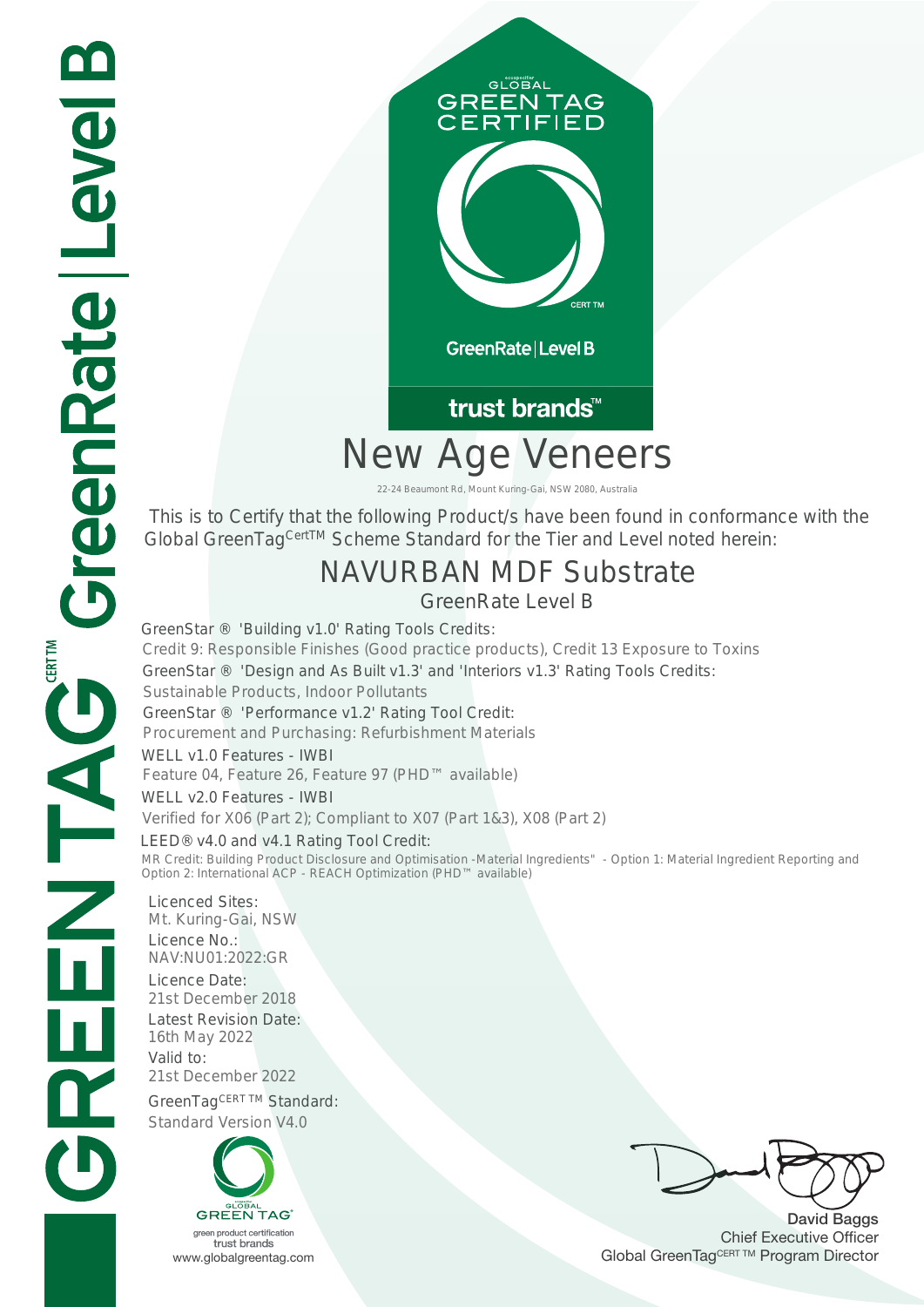GLOBAL GREEN TAG CERTIFIED

CERT TM

GreenRate | Level B

trust brands™

# New Age Veneers

22-24 Beaumont Rd, Mount Kuring-Gai, NSW 2080, Australia

This is to Certify that the following Product/s have been found in conformance with the Global GreenTag[CertTM] Scheme Standard for the Tier and Level noted herein:

## NAVURBAN MDF Substrate

### GreenRate Level B

GreenStar ® 'Building v1.0' Rating Tools Credits:
Credit 9: Responsible Finishes (Good practice products), Credit 13 Exposure to Toxins

GreenStar ® 'Design and As Built v1.3' and 'Interiors v1.3' Rating Tools Credits:
Sustainable Products, Indoor Pollutants

GreenStar ® 'Performance v1.2' Rating Tool Credit:
Procurement and Purchasing: Refurbishment Materials

WELL v1.0 Features - IWBI
Feature 04, Feature 26, Feature 97 (PHD™ available)

WELL v2.0 Features - IWBI
Verified for X06 (Part 2); Compliant to X07 (Part 1&3), X08 (Part 2)

LEED® v4.0 and v4.1 Rating Tool Credit:
MR Credit: Building Product Disclosure and Optimisation -Material Ingredients" - Option 1: Material Ingredient Reporting and Option 2: International ACP - REACH Optimization (PHD™ available)

Licenced Sites:
Mt. Kuring-Gai, NSW

Licence No.:
NAV:NU01:2022:GR

Licence Date:
21st December 2018

Latest Revision Date:
16th May 2022

Valid to:
21st December 2022

GreenTag[CERT TM] Standard:
Standard Version V4.0

GLOBAL GREEN TAG
green product certification
trust brands
www.globalgreentag.com

David Baggs
Chief Executive Officer
Global GreenTag[CERT TM] Program Director

GREENTAG[CERTTM] GreenRate | Level B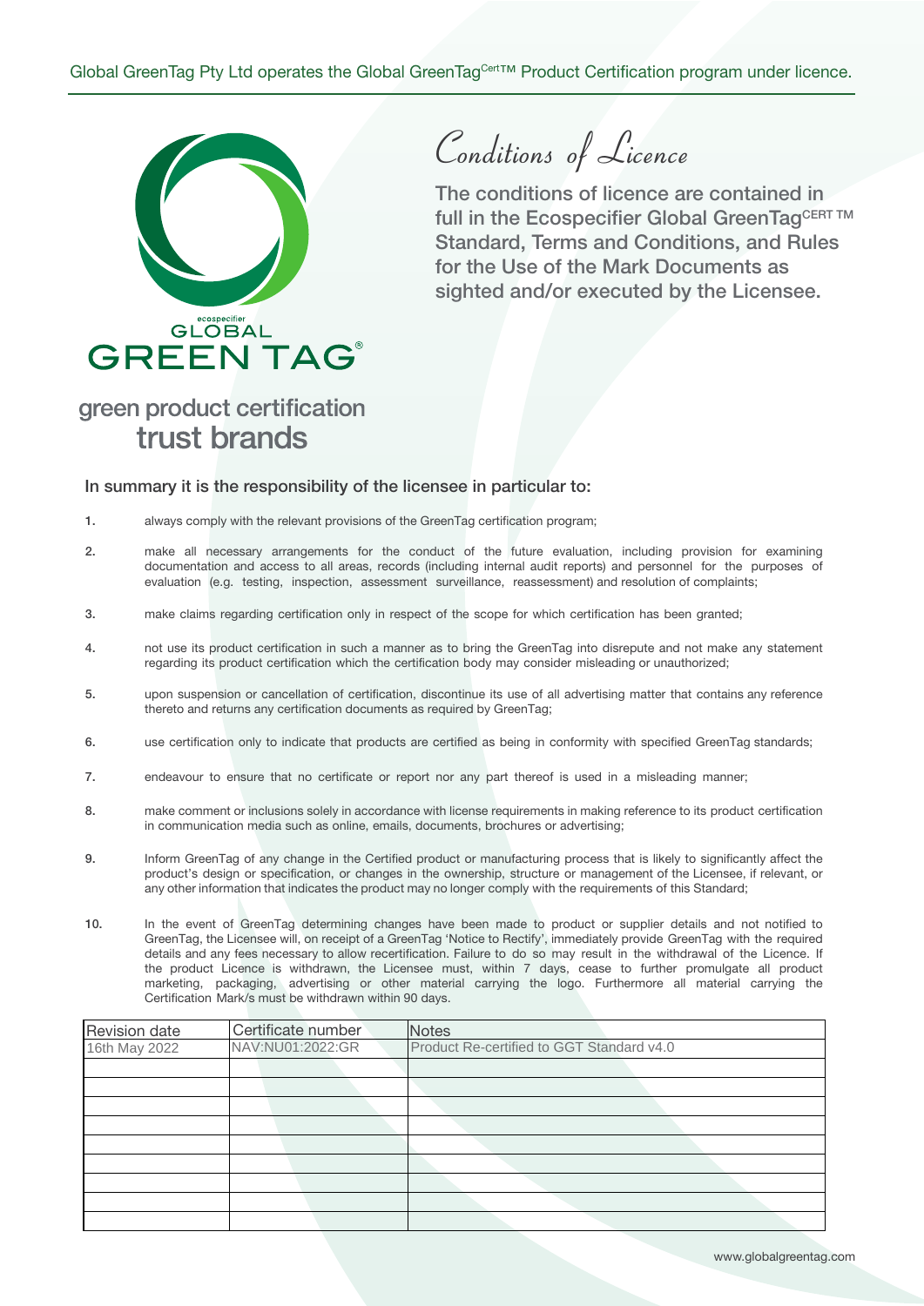Global GreenTag Pty Ltd operates the Global GreenTag[Cert™] Product Certification program under licence.

ecospecifier GLOBAL GREEN TAG®

green product certification
trust brands

# Conditions of Licence

**The conditions of licence are contained in full in the Ecospecifier Global GreenTag[CERT TM] Standard, Terms and Conditions, and Rules for the Use of the Mark Documents as sighted and/or executed by the Licensee.**

### In summary it is the responsibility of the licensee in particular to:

1. always comply with the relevant provisions of the GreenTag certification program;
2. make all necessary arrangements for the conduct of the future evaluation, including provision for examining documentation and access to all areas, records (including internal audit reports) and personnel for the purposes of evaluation (e.g. testing, inspection, assessment surveillance, reassessment) and resolution of complaints;
3. make claims regarding certification only in respect of the scope for which certification has been granted;
4. not use its product certification in such a manner as to bring the GreenTag into disrepute and not make any statement regarding its product certification which the certification body may consider misleading or unauthorized;
5. upon suspension or cancellation of certification, discontinue its use of all advertising matter that contains any reference thereto and returns any certification documents as required by GreenTag;
6. use certification only to indicate that products are certified as being in conformity with specified GreenTag standards;
7. endeavour to ensure that no certificate or report nor any part thereof is used in a misleading manner;
8. make comment or inclusions solely in accordance with license requirements in making reference to its product certification in communication media such as online, emails, documents, brochures or advertising;
9. Inform GreenTag of any change in the Certified product or manufacturing process that is likely to significantly affect the product's design or specification, or changes in the ownership, structure or management of the Licensee, if relevant, or any other information that indicates the product may no longer comply with the requirements of this Standard;
10. In the event of GreenTag determining changes have been made to product or supplier details and not notified to GreenTag, the Licensee will, on receipt of a GreenTag 'Notice to Rectify', immediately provide GreenTag with the required details and any fees necessary to allow recertification. Failure to do so may result in the withdrawal of the Licence. If the product Licence is withdrawn, the Licensee must, within 7 days, cease to further promulgate all product marketing, packaging, advertising or other material carrying the logo. Furthermore all material carrying the Certification Mark/s must be withdrawn within 90 days.

| Revision date | Certificate number | Notes |
|---|---|---|
| 16th May 2022 | NAV:NU01:2022:GR | Product Re-certified to GGT Standard v4.0 |
| | | |
| | | |
| | | |
| | | |
| | | |
| | | |
| | | |
| | | |
| | | |

www.globalgreentag.com